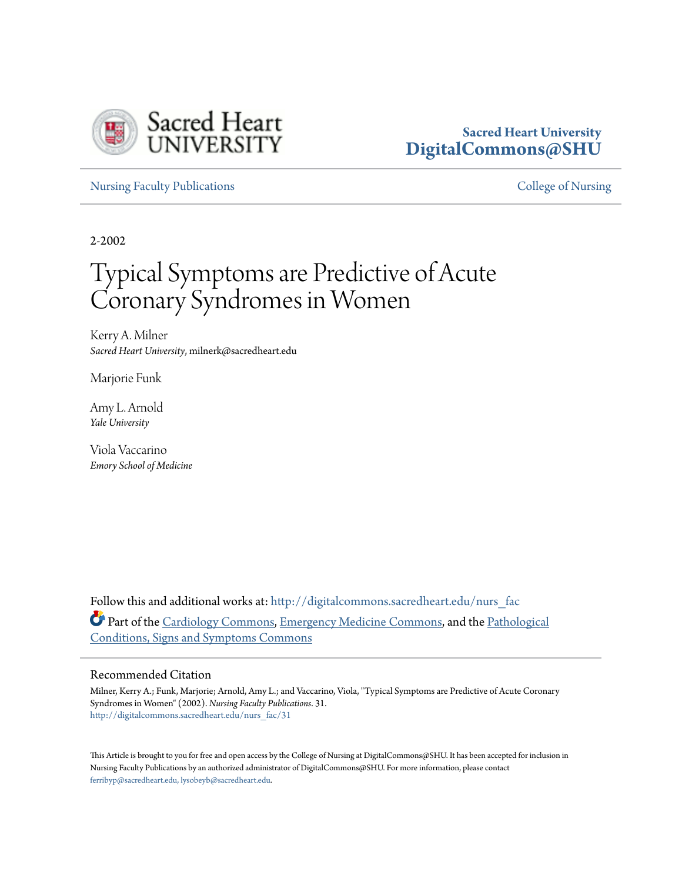Sacred Heart University
DigitalCommons@SHU

Nursing Faculty Publications

College of Nursing

2-2002

# Typical Symptoms are Predictive of Acute Coronary Syndromes in Women

Kerry A. Milner
*Sacred Heart University*, milnerk@sacredheart.edu

Marjorie Funk

Amy L. Arnold
*Yale University*

Viola Vaccarino
*Emory School of Medicine*

Follow this and additional works at: http://digitalcommons.sacredheart.edu/nurs_fac

Part of the Cardiology Commons, Emergency Medicine Commons, and the Pathological Conditions, Signs and Symptoms Commons

## Recommended Citation

Milner, Kerry A.; Funk, Marjorie; Arnold, Amy L.; and Vaccarino, Viola, "Typical Symptoms are Predictive of Acute Coronary Syndromes in Women" (2002). *Nursing Faculty Publications*. 31.
http://digitalcommons.sacredheart.edu/nurs_fac/31

This Article is brought to you for free and open access by the College of Nursing at DigitalCommons@SHU. It has been accepted for inclusion in Nursing Faculty Publications by an authorized administrator of DigitalCommons@SHU. For more information, please contact ferribyp@sacredheart.edu, lysobeyb@sacredheart.edu.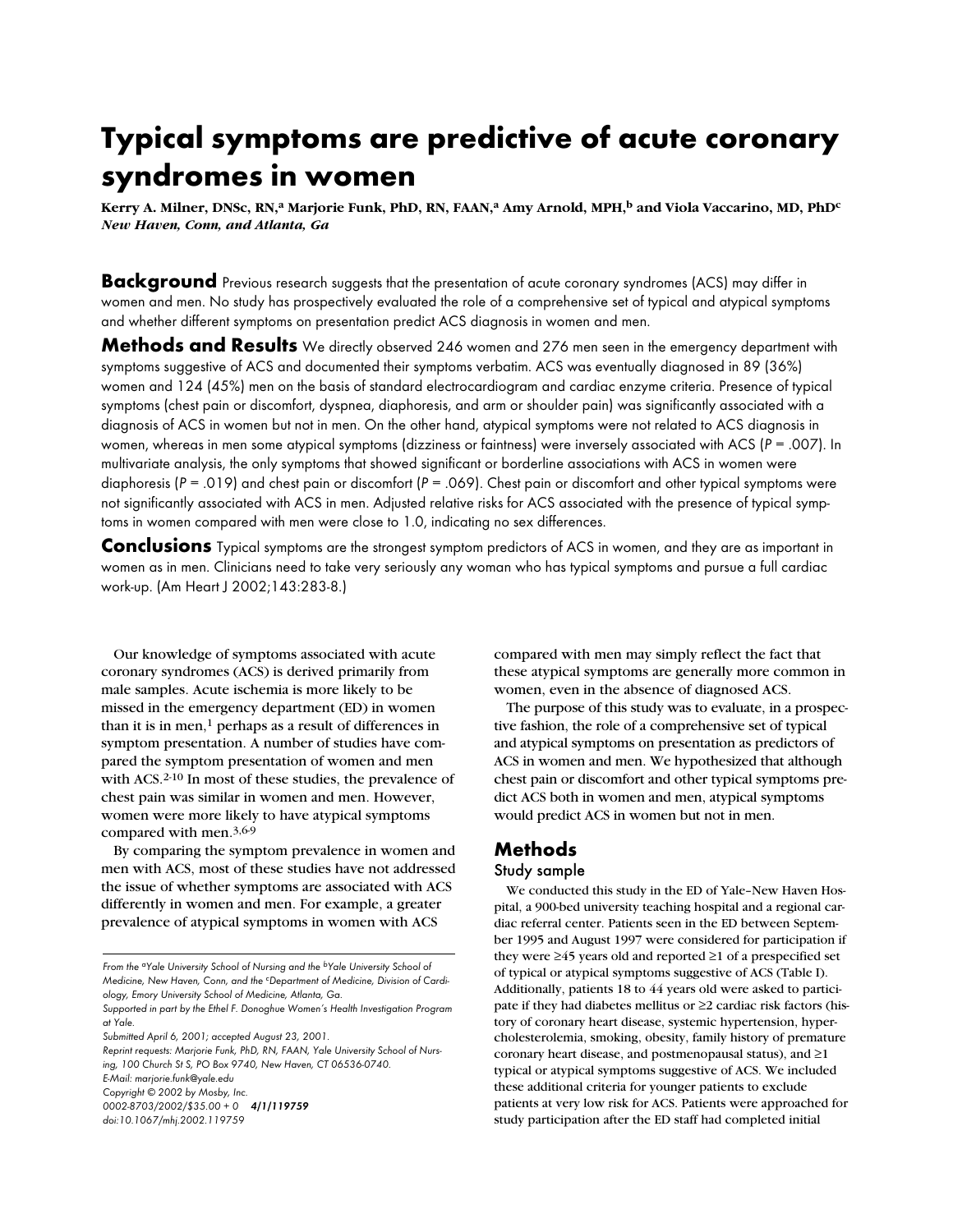# Typical symptoms are predictive of acute coronary syndromes in women

**Kerry A. Milner, DNSc, RN,[a] Marjorie Funk, PhD, RN, FAAN,[a] Amy Arnold, MPH,[b] and Viola Vaccarino, MD, PhD[c]**
*New Haven, Conn, and Atlanta, Ga*

**Background** Previous research suggests that the presentation of acute coronary syndromes (ACS) may differ in women and men. No study has prospectively evaluated the role of a comprehensive set of typical and atypical symptoms and whether different symptoms on presentation predict ACS diagnosis in women and men.

**Methods and Results** We directly observed 246 women and 276 men seen in the emergency department with symptoms suggestive of ACS and documented their symptoms verbatim. ACS was eventually diagnosed in 89 (36%) women and 124 (45%) men on the basis of standard electrocardiogram and cardiac enzyme criteria. Presence of typical symptoms (chest pain or discomfort, dyspnea, diaphoresis, and arm or shoulder pain) was significantly associated with a diagnosis of ACS in women but not in men. On the other hand, atypical symptoms were not related to ACS diagnosis in women, whereas in men some atypical symptoms (dizziness or faintness) were inversely associated with ACS ($P = .007$). In multivariate analysis, the only symptoms that showed significant or borderline associations with ACS in women were diaphoresis ($P = .019$) and chest pain or discomfort ($P = .069$). Chest pain or discomfort and other typical symptoms were not significantly associated with ACS in men. Adjusted relative risks for ACS associated with the presence of typical symptoms in women compared with men were close to 1.0, indicating no sex differences.

**Conclusions** Typical symptoms are the strongest symptom predictors of ACS in women, and they are as important in women as in men. Clinicians need to take very seriously any woman who has typical symptoms and pursue a full cardiac work-up. (Am Heart J 2002;143:283-8.)

Our knowledge of symptoms associated with acute coronary syndromes (ACS) is derived primarily from male samples. Acute ischemia is more likely to be missed in the emergency department (ED) in women than it is in men,[1] perhaps as a result of differences in symptom presentation. A number of studies have compared the symptom presentation of women and men with ACS.[2-10] In most of these studies, the prevalence of chest pain was similar in women and men. However, women were more likely to have atypical symptoms compared with men.[3,6-9]

By comparing the symptom prevalence in women and men with ACS, most of these studies have not addressed the issue of whether symptoms are associated with ACS differently in women and men. For example, a greater prevalence of atypical symptoms in women with ACS compared with men may simply reflect the fact that these atypical symptoms are generally more common in women, even in the absence of diagnosed ACS.

The purpose of this study was to evaluate, in a prospective fashion, the role of a comprehensive set of typical and atypical symptoms on presentation as predictors of ACS in women and men. We hypothesized that although chest pain or discomfort and other typical symptoms predict ACS both in women and men, atypical symptoms would predict ACS in women but not in men.

## Methods

### Study sample

We conducted this study in the ED of Yale–New Haven Hospital, a 900-bed university teaching hospital and a regional cardiac referral center. Patients seen in the ED between September 1995 and August 1997 were considered for participation if they were ≥45 years old and reported ≥1 of a prespecified set of typical or atypical symptoms suggestive of ACS (Table I). Additionally, patients 18 to 44 years old were asked to participate if they had diabetes mellitus or ≥2 cardiac risk factors (history of coronary heart disease, systemic hypertension, hypercholesterolemia, smoking, obesity, family history of premature coronary heart disease, and postmenopausal status), and ≥1 typical or atypical symptoms suggestive of ACS. We included these additional criteria for younger patients to exclude patients at very low risk for ACS. Patients were approached for study participation after the ED staff had completed initial

From the [a]Yale University School of Nursing and the [b]Yale University School of Medicine, New Haven, Conn, and the [c]Department of Medicine, Division of Cardiology, Emory University School of Medicine, Atlanta, Ga.
Supported in part by the Ethel F. Donoghue Women's Health Investigation Program at Yale.
Submitted April 6, 2001; accepted August 23, 2001.
Reprint requests: Marjorie Funk, PhD, RN, FAAN, Yale University School of Nursing, 100 Church St S, PO Box 9740, New Haven, CT 06536-0740.
E-Mail: marjorie.funk@yale.edu
Copyright © 2002 by Mosby, Inc.
0002-8703/2002/$35.00 + 0 **4/1/119759**
doi:10.1067/mhj.2002.119759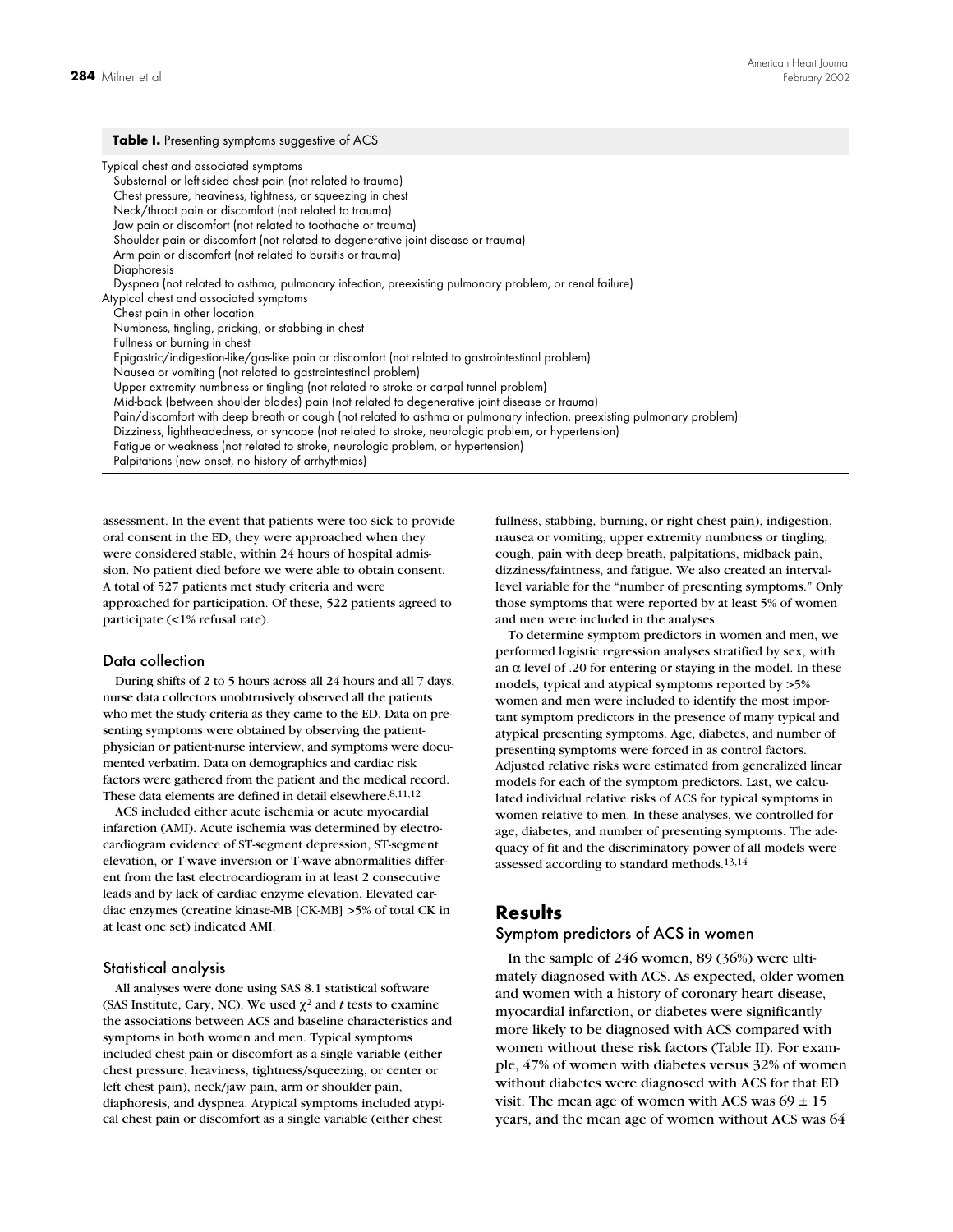**Table I.** Presenting symptoms suggestive of ACS

| |
|---|
| Typical chest and associated symptoms |
| Substernal or left-sided chest pain (not related to trauma) |
| Chest pressure, heaviness, tightness, or squeezing in chest |
| Neck/throat pain or discomfort (not related to trauma) |
| Jaw pain or discomfort (not related to toothache or trauma) |
| Shoulder pain or discomfort (not related to degenerative joint disease or trauma) |
| Arm pain or discomfort (not related to bursitis or trauma) |
| Diaphoresis |
| Dyspnea (not related to asthma, pulmonary infection, preexisting pulmonary problem, or renal failure) |
| Atypical chest and associated symptoms |
| Chest pain in other location |
| Numbness, tingling, pricking, or stabbing in chest |
| Fullness or burning in chest |
| Epigastric/indigestion-like/gas-like pain or discomfort (not related to gastrointestinal problem) |
| Nausea or vomiting (not related to gastrointestinal problem) |
| Upper extremity numbness or tingling (not related to stroke or carpal tunnel problem) |
| Mid-back (between shoulder blades) pain (not related to degenerative joint disease or trauma) |
| Pain/discomfort with deep breath or cough (not related to asthma or pulmonary infection, preexisting pulmonary problem) |
| Dizziness, lightheadedness, or syncope (not related to stroke, neurologic problem, or hypertension) |
| Fatigue or weakness (not related to stroke, neurologic problem, or hypertension) |
| Palpitations (new onset, no history of arrhythmias) |

assessment. In the event that patients were too sick to provide oral consent in the ED, they were approached when they were considered stable, within 24 hours of hospital admission. No patient died before we were able to obtain consent. A total of 527 patients met study criteria and were approached for participation. Of these, 522 patients agreed to participate (<1% refusal rate).

### Data collection

During shifts of 2 to 5 hours across all 24 hours and all 7 days, nurse data collectors unobtrusively observed all the patients who met the study criteria as they came to the ED. Data on presenting symptoms were obtained by observing the patient-physician or patient-nurse interview, and symptoms were documented verbatim. Data on demographics and cardiac risk factors were gathered from the patient and the medical record. These data elements are defined in detail elsewhere.[8,11,12]

ACS included either acute ischemia or acute myocardial infarction (AMI). Acute ischemia was determined by electrocardiogram evidence of ST-segment depression, ST-segment elevation, or T-wave inversion or T-wave abnormalities different from the last electrocardiogram in at least 2 consecutive leads and by lack of cardiac enzyme elevation. Elevated cardiac enzymes (creatine kinase-MB [CK-MB] >5% of total CK in at least one set) indicated AMI.

### Statistical analysis

All analyses were done using SAS 8.1 statistical software (SAS Institute, Cary, NC). We used $\chi^2$ and *t* tests to examine the associations between ACS and baseline characteristics and symptoms in both women and men. Typical symptoms included chest pain or discomfort as a single variable (either chest pressure, heaviness, tightness/squeezing, or center or left chest pain), neck/jaw pain, arm or shoulder pain, diaphoresis, and dyspnea. Atypical symptoms included atypical chest pain or discomfort as a single variable (either chest fullness, stabbing, burning, or right chest pain), indigestion, nausea or vomiting, upper extremity numbness or tingling, cough, pain with deep breath, palpitations, midback pain, dizziness/faintness, and fatigue. We also created an interval-level variable for the "number of presenting symptoms." Only those symptoms that were reported by at least 5% of women and men were included in the analyses.

To determine symptom predictors in women and men, we performed logistic regression analyses stratified by sex, with an $\alpha$ level of .20 for entering or staying in the model. In these models, typical and atypical symptoms reported by >5% women and men were included to identify the most important symptom predictors in the presence of many typical and atypical presenting symptoms. Age, diabetes, and number of presenting symptoms were forced in as control factors. Adjusted relative risks were estimated from generalized linear models for each of the symptom predictors. Last, we calculated individual relative risks of ACS for typical symptoms in women relative to men. In these analyses, we controlled for age, diabetes, and number of presenting symptoms. The adequacy of fit and the discriminatory power of all models were assessed according to standard methods.[13,14]

## Results

### Symptom predictors of ACS in women

In the sample of 246 women, 89 (36%) were ultimately diagnosed with ACS. As expected, older women and women with a history of coronary heart disease, myocardial infarction, or diabetes were significantly more likely to be diagnosed with ACS compared with women without these risk factors (Table II). For example, 47% of women with diabetes versus 32% of women without diabetes were diagnosed with ACS for that ED visit. The mean age of women with ACS was 69 ± 15 years, and the mean age of women without ACS was 64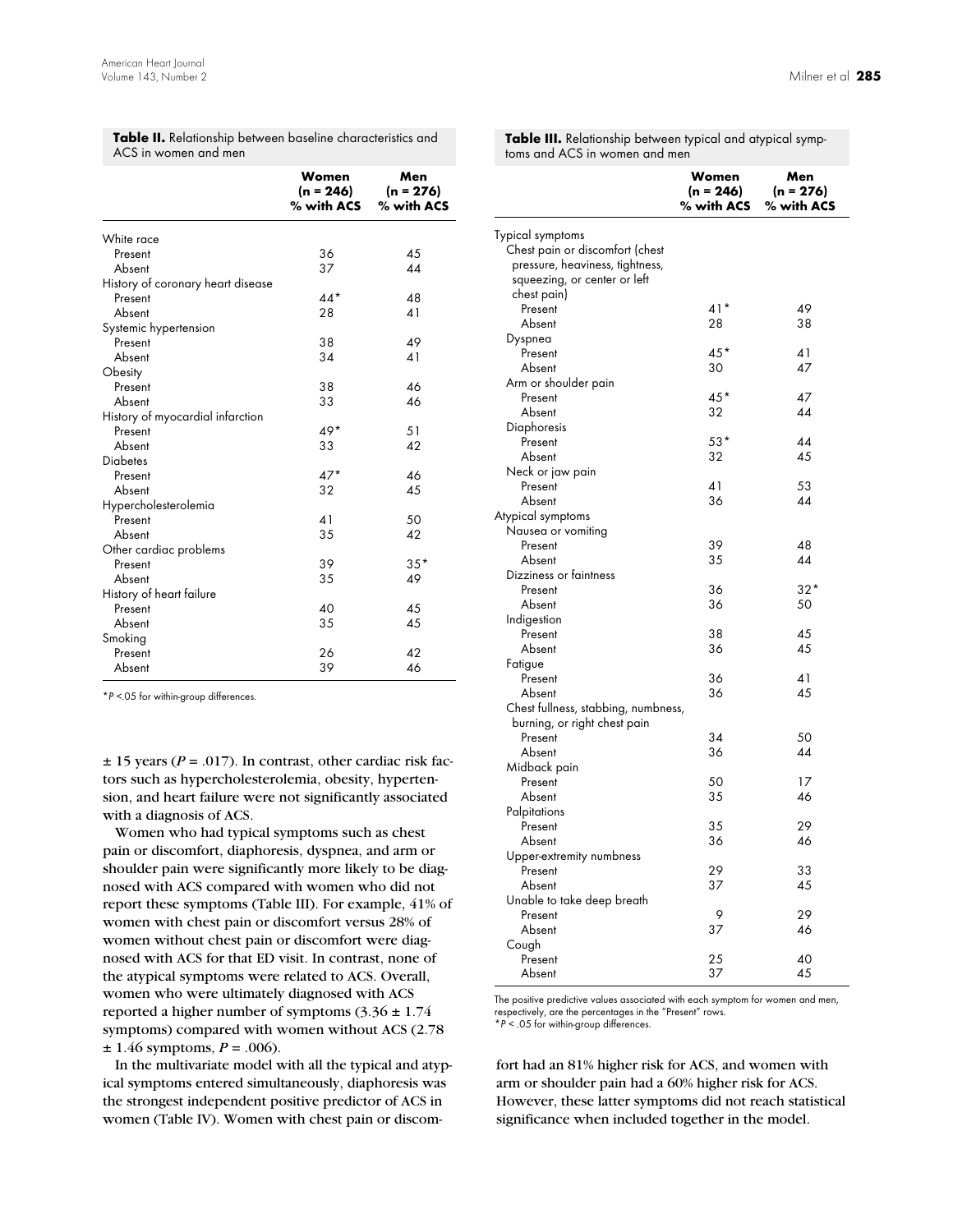**Table II.** Relationship between baseline characteristics and ACS in women and men

| | Women (n = 246) % with ACS | Men (n = 276) % with ACS |
|---|---|---|
| White race | | |
| Present | 36 | 45 |
| Absent | 37 | 44 |
| History of coronary heart disease | | |
| Present | 44* | 48 |
| Absent | 28 | 41 |
| Systemic hypertension | | |
| Present | 38 | 49 |
| Absent | 34 | 41 |
| Obesity | | |
| Present | 38 | 46 |
| Absent | 33 | 46 |
| History of myocardial infarction | | |
| Present | 49* | 51 |
| Absent | 33 | 42 |
| Diabetes | | |
| Present | 47* | 46 |
| Absent | 32 | 45 |
| Hypercholesterolemia | | |
| Present | 41 | 50 |
| Absent | 35 | 42 |
| Other cardiac problems | | |
| Present | 39 | 35* |
| Absent | 35 | 49 |
| History of heart failure | | |
| Present | 40 | 45 |
| Absent | 35 | 45 |
| Smoking | | |
| Present | 26 | 42 |
| Absent | 39 | 46 |

*$P$ <.05 for within-group differences.

± 15 years ($P$ = .017). In contrast, other cardiac risk factors such as hypercholesterolemia, obesity, hypertension, and heart failure were not significantly associated with a diagnosis of ACS.

Women who had typical symptoms such as chest pain or discomfort, diaphoresis, dyspnea, and arm or shoulder pain were significantly more likely to be diagnosed with ACS compared with women who did not report these symptoms (Table III). For example, 41% of women with chest pain or discomfort versus 28% of women without chest pain or discomfort were diagnosed with ACS for that ED visit. In contrast, none of the atypical symptoms were related to ACS. Overall, women who were ultimately diagnosed with ACS reported a higher number of symptoms (3.36 ± 1.74 symptoms) compared with women without ACS (2.78 ± 1.46 symptoms, $P$ = .006).

In the multivariate model with all the typical and atypical symptoms entered simultaneously, diaphoresis was the strongest independent positive predictor of ACS in women (Table IV). Women with chest pain or discomfort had an 81% higher risk for ACS, and women with arm or shoulder pain had a 60% higher risk for ACS. However, these latter symptoms did not reach statistical significance when included together in the model.

**Table III.** Relationship between typical and atypical symptoms and ACS in women and men

| | Women (n = 246) % with ACS | Men (n = 276) % with ACS |
|---|---|---|
| Typical symptoms | | |
| Chest pain or discomfort (chest pressure, heaviness, tightness, squeezing, or center or left chest pain) | | |
| Present | 41* | 49 |
| Absent | 28 | 38 |
| Dyspnea | | |
| Present | 45* | 41 |
| Absent | 30 | 47 |
| Arm or shoulder pain | | |
| Present | 45* | 47 |
| Absent | 32 | 44 |
| Diaphoresis | | |
| Present | 53* | 44 |
| Absent | 32 | 45 |
| Neck or jaw pain | | |
| Present | 41 | 53 |
| Absent | 36 | 44 |
| Atypical symptoms | | |
| Nausea or vomiting | | |
| Present | 39 | 48 |
| Absent | 35 | 44 |
| Dizziness or faintness | | |
| Present | 36 | 32* |
| Absent | 36 | 50 |
| Indigestion | | |
| Present | 38 | 45 |
| Absent | 36 | 45 |
| Fatigue | | |
| Present | 36 | 41 |
| Absent | 36 | 45 |
| Chest fullness, stabbing, numbness, burning, or right chest pain | | |
| Present | 34 | 50 |
| Absent | 36 | 44 |
| Midback pain | | |
| Present | 50 | 17 |
| Absent | 35 | 46 |
| Palpitations | | |
| Present | 35 | 29 |
| Absent | 36 | 46 |
| Upper-extremity numbness | | |
| Present | 29 | 33 |
| Absent | 37 | 45 |
| Unable to take deep breath | | |
| Present | 9 | 29 |
| Absent | 37 | 46 |
| Cough | | |
| Present | 25 | 40 |
| Absent | 37 | 45 |

The positive predictive values associated with each symptom for women and men, respectively, are the percentages in the "Present" rows.
*$P$ < .05 for within-group differences.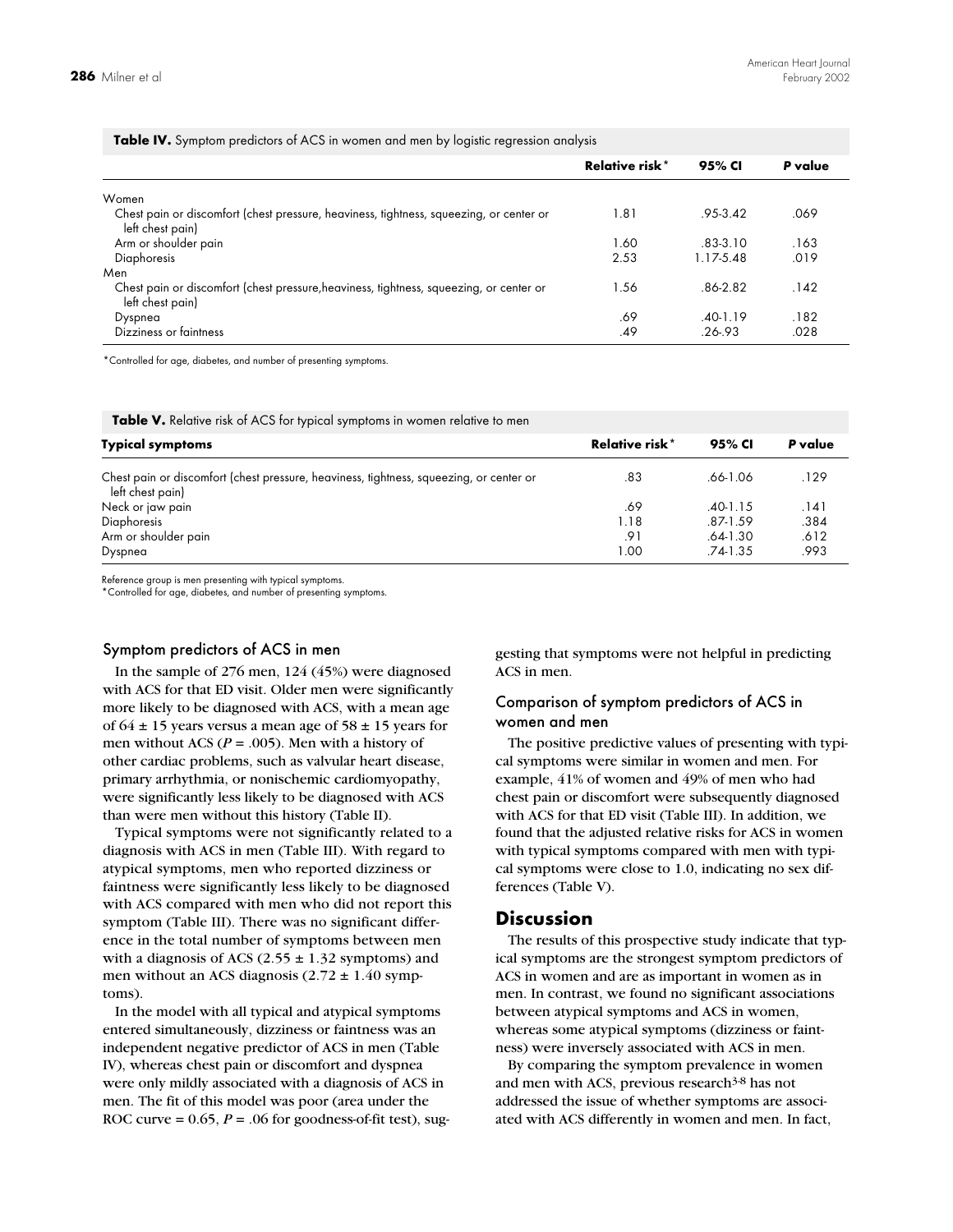**Table IV.** Symptom predictors of ACS in women and men by logistic regression analysis

| | Relative risk* | 95% CI | *P* value |
|---|---|---|---|
| Women | | | |
| Chest pain or discomfort (chest pressure, heaviness, tightness, squeezing, or center or left chest pain) | 1.81 | .95-3.42 | .069 |
| Arm or shoulder pain | 1.60 | .83-3.10 | .163 |
| Diaphoresis | 2.53 | 1.17-5.48 | .019 |
| Men | | | |
| Chest pain or discomfort (chest pressure,heaviness, tightness, squeezing, or center or left chest pain) | 1.56 | .86-2.82 | .142 |
| Dyspnea | .69 | .40-1.19 | .182 |
| Dizziness or faintness | .49 | .26-.93 | .028 |

*Controlled for age, diabetes, and number of presenting symptoms.

**Table V.** Relative risk of ACS for typical symptoms in women relative to men

| Typical symptoms | Relative risk* | 95% CI | *P* value |
|---|---|---|---|
| Chest pain or discomfort (chest pressure, heaviness, tightness, squeezing, or center or left chest pain) | .83 | .66-1.06 | .129 |
| Neck or jaw pain | .69 | .40-1.15 | .141 |
| Diaphoresis | 1.18 | .87-1.59 | .384 |
| Arm or shoulder pain | .91 | .64-1.30 | .612 |
| Dyspnea | 1.00 | .74-1.35 | .993 |

Reference group is men presenting with typical symptoms.
*Controlled for age, diabetes, and number of presenting symptoms.

### Symptom predictors of ACS in men

In the sample of 276 men, 124 (45%) were diagnosed with ACS for that ED visit. Older men were significantly more likely to be diagnosed with ACS, with a mean age of 64 ± 15 years versus a mean age of 58 ± 15 years for men without ACS ($P = .005$). Men with a history of other cardiac problems, such as valvular heart disease, primary arrhythmia, or nonischemic cardiomyopathy, were significantly less likely to be diagnosed with ACS than were men without this history (Table II).

Typical symptoms were not significantly related to a diagnosis with ACS in men (Table III). With regard to atypical symptoms, men who reported dizziness or faintness were significantly less likely to be diagnosed with ACS compared with men who did not report this symptom (Table III). There was no significant difference in the total number of symptoms between men with a diagnosis of ACS (2.55 ± 1.32 symptoms) and men without an ACS diagnosis (2.72 ± 1.40 symptoms).

In the model with all typical and atypical symptoms entered simultaneously, dizziness or faintness was an independent negative predictor of ACS in men (Table IV), whereas chest pain or discomfort and dyspnea were only mildly associated with a diagnosis of ACS in men. The fit of this model was poor (area under the ROC curve = 0.65, $P = .06$ for goodness-of-fit test), suggesting that symptoms were not helpful in predicting ACS in men.

### Comparison of symptom predictors of ACS in women and men

The positive predictive values of presenting with typical symptoms were similar in women and men. For example, 41% of women and 49% of men who had chest pain or discomfort were subsequently diagnosed with ACS for that ED visit (Table III). In addition, we found that the adjusted relative risks for ACS in women with typical symptoms compared with men with typical symptoms were close to 1.0, indicating no sex differences (Table V).

## Discussion

The results of this prospective study indicate that typical symptoms are the strongest symptom predictors of ACS in women and are as important in women as in men. In contrast, we found no significant associations between atypical symptoms and ACS in women, whereas some atypical symptoms (dizziness or faintness) were inversely associated with ACS in men.

By comparing the symptom prevalence in women and men with ACS, previous research[3-8] has not addressed the issue of whether symptoms are associated with ACS differently in women and men. In fact,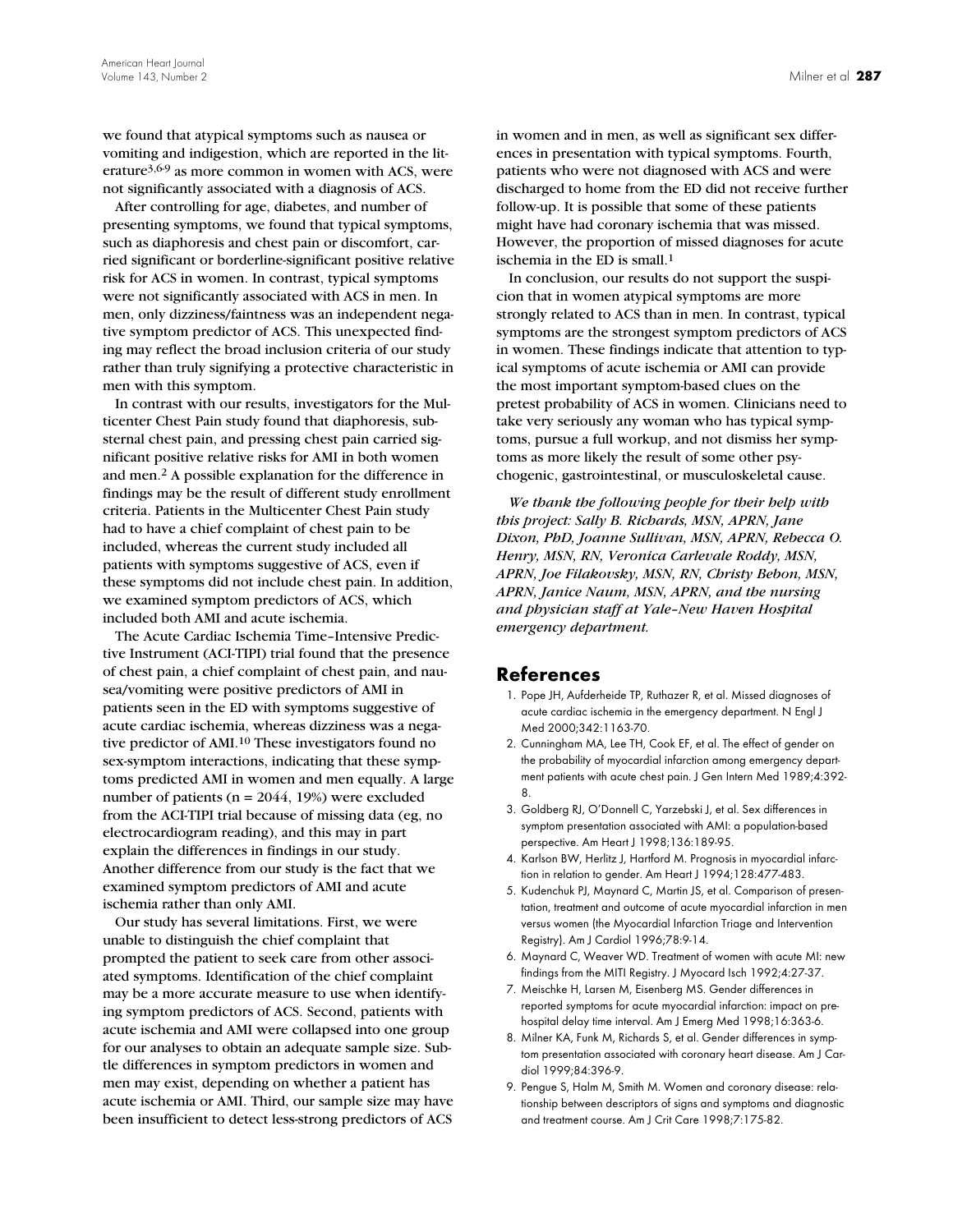we found that atypical symptoms such as nausea or vomiting and indigestion, which are reported in the literature[3,6-9] as more common in women with ACS, were not significantly associated with a diagnosis of ACS.

After controlling for age, diabetes, and number of presenting symptoms, we found that typical symptoms, such as diaphoresis and chest pain or discomfort, carried significant or borderline-significant positive relative risk for ACS in women. In contrast, typical symptoms were not significantly associated with ACS in men. In men, only dizziness/faintness was an independent negative symptom predictor of ACS. This unexpected finding may reflect the broad inclusion criteria of our study rather than truly signifying a protective characteristic in men with this symptom.

In contrast with our results, investigators for the Multicenter Chest Pain study found that diaphoresis, substernal chest pain, and pressing chest pain carried significant positive relative risks for AMI in both women and men.[2] A possible explanation for the difference in findings may be the result of different study enrollment criteria. Patients in the Multicenter Chest Pain study had to have a chief complaint of chest pain to be included, whereas the current study included all patients with symptoms suggestive of ACS, even if these symptoms did not include chest pain. In addition, we examined symptom predictors of ACS, which included both AMI and acute ischemia.

The Acute Cardiac Ischemia Time–Intensive Predictive Instrument (ACI-TIPI) trial found that the presence of chest pain, a chief complaint of chest pain, and nausea/vomiting were positive predictors of AMI in patients seen in the ED with symptoms suggestive of acute cardiac ischemia, whereas dizziness was a negative predictor of AMI.[10] These investigators found no sex-symptom interactions, indicating that these symptoms predicted AMI in women and men equally. A large number of patients (n = 2044, 19%) were excluded from the ACI-TIPI trial because of missing data (eg, no electrocardiogram reading), and this may in part explain the differences in findings in our study. Another difference from our study is the fact that we examined symptom predictors of AMI and acute ischemia rather than only AMI.

Our study has several limitations. First, we were unable to distinguish the chief complaint that prompted the patient to seek care from other associated symptoms. Identification of the chief complaint may be a more accurate measure to use when identifying symptom predictors of ACS. Second, patients with acute ischemia and AMI were collapsed into one group for our analyses to obtain an adequate sample size. Subtle differences in symptom predictors in women and men may exist, depending on whether a patient has acute ischemia or AMI. Third, our sample size may have been insufficient to detect less-strong predictors of ACS in women and in men, as well as significant sex differences in presentation with typical symptoms. Fourth, patients who were not diagnosed with ACS and were discharged to home from the ED did not receive further follow-up. It is possible that some of these patients might have had coronary ischemia that was missed. However, the proportion of missed diagnoses for acute ischemia in the ED is small.[1]

In conclusion, our results do not support the suspicion that in women atypical symptoms are more strongly related to ACS than in men. In contrast, typical symptoms are the strongest symptom predictors of ACS in women. These findings indicate that attention to typical symptoms of acute ischemia or AMI can provide the most important symptom-based clues on the pretest probability of ACS in women. Clinicians need to take very seriously any woman who has typical symptoms, pursue a full workup, and not dismiss her symptoms as more likely the result of some other psychogenic, gastrointestinal, or musculoskeletal cause.

*We thank the following people for their help with this project: Sally B. Richards, MSN, APRN, Jane Dixon, PhD, Joanne Sullivan, MSN, APRN, Rebecca O. Henry, MSN, RN, Veronica Carlevale Roddy, MSN, APRN, Joe Filakovsky, MSN, RN, Christy Bebon, MSN, APRN, Janice Naum, MSN, APRN, and the nursing and physician staff at Yale–New Haven Hospital emergency department.*

## References

1. Pope JH, Aufderheide TP, Ruthazer R, et al. Missed diagnoses of acute cardiac ischemia in the emergency department. N Engl J Med 2000;342:1163-70.
2. Cunningham MA, Lee TH, Cook EF, et al. The effect of gender on the probability of myocardial infarction among emergency department patients with acute chest pain. J Gen Intern Med 1989;4:392-8.
3. Goldberg RJ, O'Donnell C, Yarzebski J, et al. Sex differences in symptom presentation associated with AMI: a population-based perspective. Am Heart J 1998;136:189-95.
4. Karlson BW, Herlitz J, Hartford M. Prognosis in myocardial infarction in relation to gender. Am Heart J 1994;128:477-483.
5. Kudenchuk PJ, Maynard C, Martin JS, et al. Comparison of presentation, treatment and outcome of acute myocardial infarction in men versus women (the Myocardial Infarction Triage and Intervention Registry). Am J Cardiol 1996;78:9-14.
6. Maynard C, Weaver WD. Treatment of women with acute MI: new findings from the MITI Registry. J Myocard Isch 1992;4:27-37.
7. Meischke H, Larsen M, Eisenberg MS. Gender differences in reported symptoms for acute myocardial infarction: impact on prehospital delay time interval. Am J Emerg Med 1998;16:363-6.
8. Milner KA, Funk M, Richards S, et al. Gender differences in symptom presentation associated with coronary heart disease. Am J Cardiol 1999;84:396-9.
9. Pengue S, Halm M, Smith M. Women and coronary disease: relationship between descriptors of signs and symptoms and diagnostic and treatment course. Am J Crit Care 1998;7:175-82.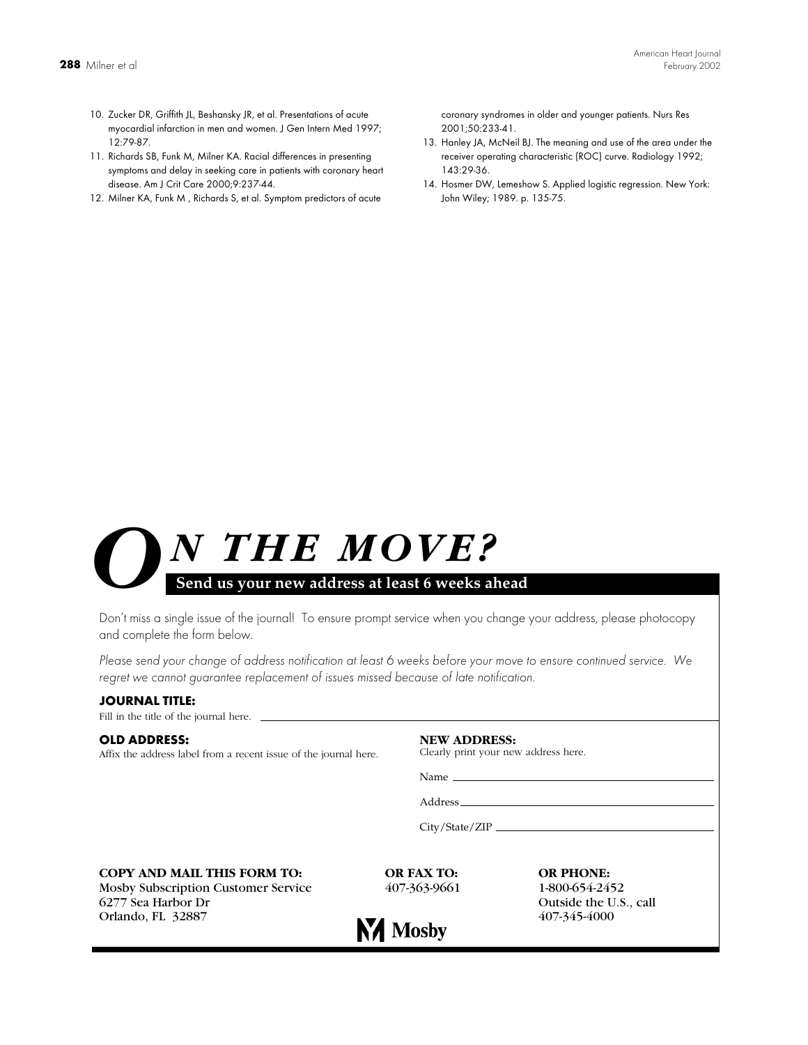10. Zucker DR, Griffith JL, Beshansky JR, et al. Presentations of acute myocardial infarction in men and women. J Gen Intern Med 1997; 12:79-87.
11. Richards SB, Funk M, Milner KA. Racial differences in presenting symptoms and delay in seeking care in patients with coronary heart disease. Am J Crit Care 2000;9:237-44.
12. Milner KA, Funk M , Richards S, et al. Symptom predictors of acute coronary syndromes in older and younger patients. Nurs Res 2001;50:233-41.
13. Hanley JA, McNeil BJ. The meaning and use of the area under the receiver operating characteristic (ROC) curve. Radiology 1992; 143:29-36.
14. Hosmer DW, Lemeshow S. Applied logistic regression. New York: John Wiley; 1989. p. 135-75.

# *ON THE MOVE?*

**Send us your new address at least 6 weeks ahead**

Don't miss a single issue of the journal! To ensure prompt service when you change your address, please photocopy and complete the form below.

*Please send your change of address notification at least 6 weeks before your move to ensure continued service. We regret we cannot guarantee replacement of issues missed because of late notification.*

**JOURNAL TITLE:**

Fill in the title of the journal here. \_\_\_\_\_\_\_\_\_\_\_\_\_\_\_\_\_\_\_\_

**OLD ADDRESS:**

Affix the address label from a recent issue of the journal here.

**NEW ADDRESS:**

Clearly print your new address here.

Name \_\_\_\_\_\_\_\_\_\_\_\_\_\_\_\_\_\_\_\_

Address \_\_\_\_\_\_\_\_\_\_\_\_\_\_\_\_\_\_\_\_

City/State/ZIP \_\_\_\_\_\_\_\_\_\_\_\_\_\_\_\_\_\_\_\_

**COPY AND MAIL THIS FORM TO:**
Mosby Subscription Customer Service
6277 Sea Harbor Dr
Orlando, FL 32887

**OR FAX TO:**
407-363-9661

**OR PHONE:**
1-800-654-2452
Outside the U.S., call
407-345-4000

Mosby